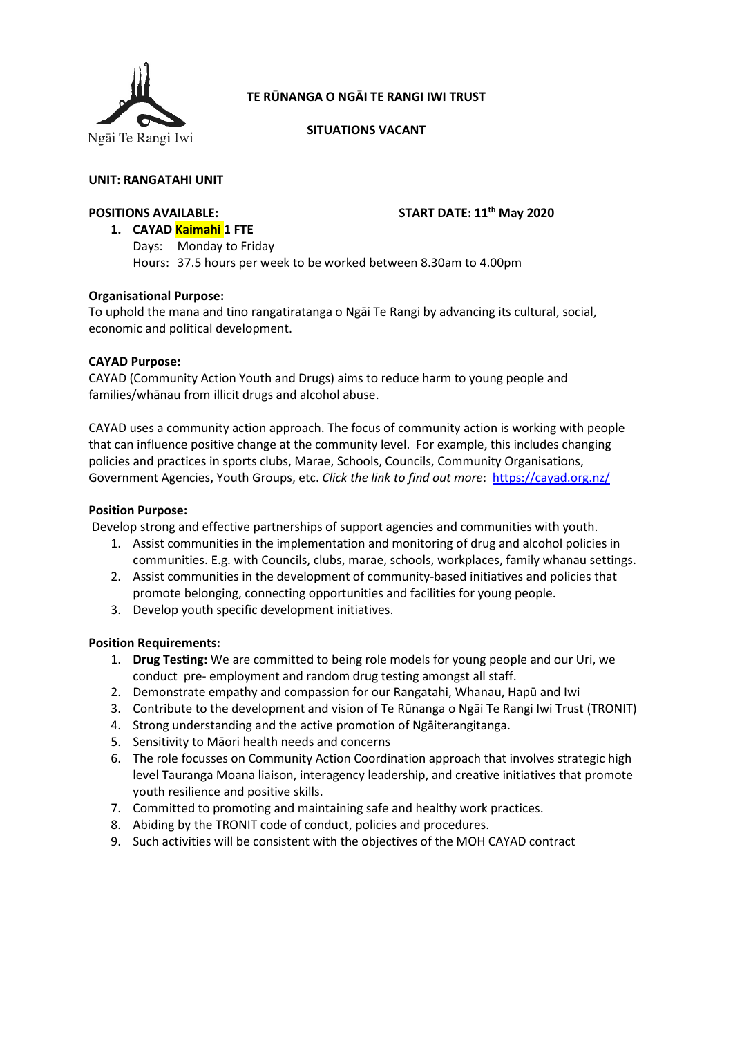Ngāi Te Rangi Iwi

**TE RŪNANGA O NGĀI TE RANGI IWI TRUST**

**SITUATIONS VACANT**

**UNIT: RANGATAHI UNIT**

**POSITIONS AVAILABLE:** **START DATE: 11th May 2020**

1. **CAYAD Kaimahi 1 FTE**
   Days: Monday to Friday
   Hours: 37.5 hours per week to be worked between 8.30am to 4.00pm

**Organisational Purpose:**
To uphold the mana and tino rangatiratanga o Ngāi Te Rangi by advancing its cultural, social, economic and political development.

**CAYAD Purpose:**
CAYAD (Community Action Youth and Drugs) aims to reduce harm to young people and families/whānau from illicit drugs and alcohol abuse.

CAYAD uses a community action approach. The focus of community action is working with people that can influence positive change at the community level. For example, this includes changing policies and practices in sports clubs, Marae, Schools, Councils, Community Organisations, Government Agencies, Youth Groups, etc. *Click the link to find out more*: https://cayad.org.nz/

**Position Purpose:**
Develop strong and effective partnerships of support agencies and communities with youth.

1. Assist communities in the implementation and monitoring of drug and alcohol policies in communities. E.g. with Councils, clubs, marae, schools, workplaces, family whanau settings.
2. Assist communities in the development of community-based initiatives and policies that promote belonging, connecting opportunities and facilities for young people.
3. Develop youth specific development initiatives.

**Position Requirements:**

1. **Drug Testing:** We are committed to being role models for young people and our Uri, we conduct pre- employment and random drug testing amongst all staff.
2. Demonstrate empathy and compassion for our Rangatahi, Whanau, Hapū and Iwi
3. Contribute to the development and vision of Te Rūnanga o Ngāi Te Rangi Iwi Trust (TRONIT)
4. Strong understanding and the active promotion of Ngāiterangitanga.
5. Sensitivity to Māori health needs and concerns
6. The role focusses on Community Action Coordination approach that involves strategic high level Tauranga Moana liaison, interagency leadership, and creative initiatives that promote youth resilience and positive skills.
7. Committed to promoting and maintaining safe and healthy work practices.
8. Abiding by the TRONIT code of conduct, policies and procedures.
9. Such activities will be consistent with the objectives of the MOH CAYAD contract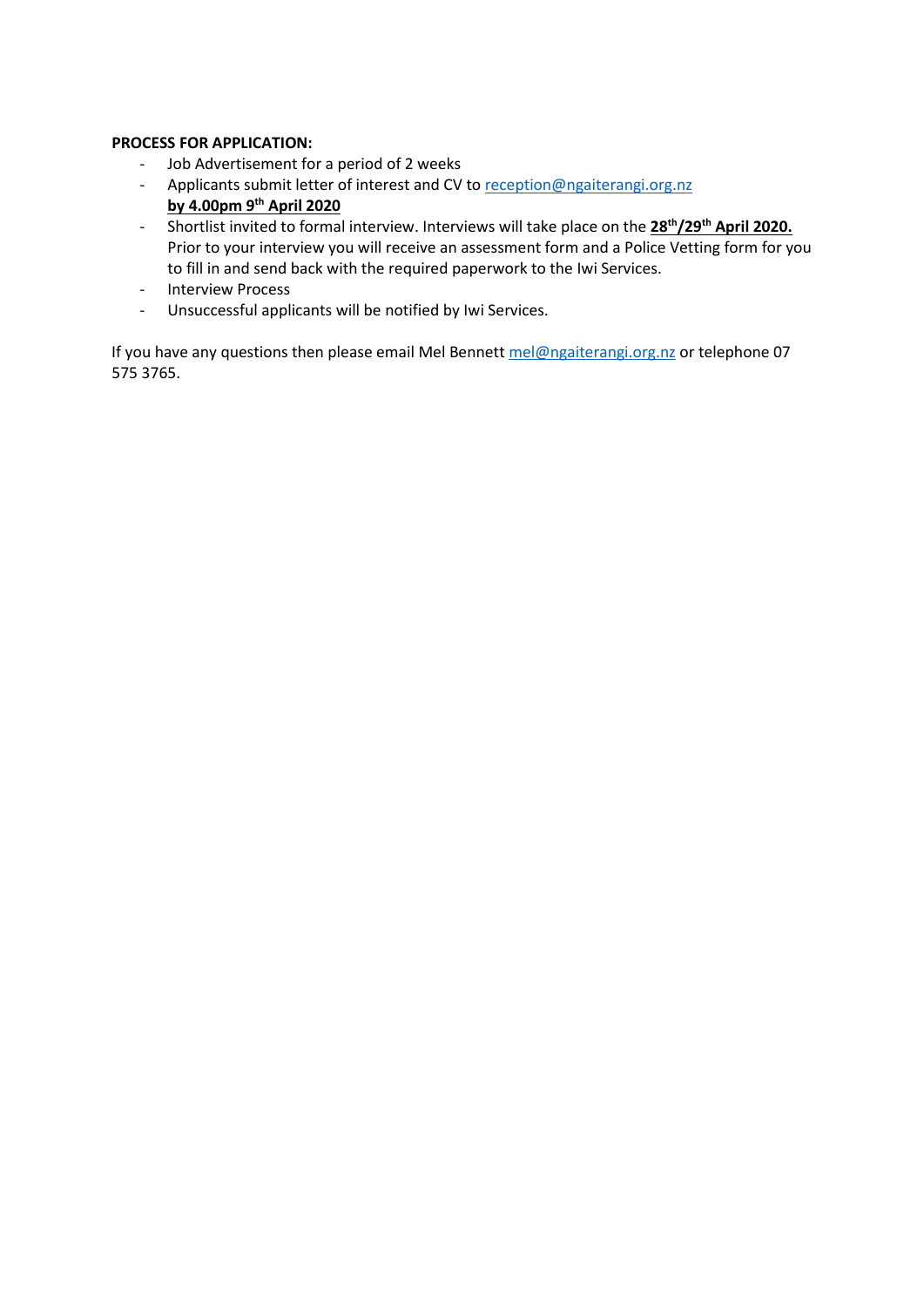**PROCESS FOR APPLICATION:**

- Job Advertisement for a period of 2 weeks
- Applicants submit letter of interest and CV to reception@ngaiterangi.org.nz **by 4.00pm 9th April 2020**
- Shortlist invited to formal interview. Interviews will take place on the **28th/29th April 2020.** Prior to your interview you will receive an assessment form and a Police Vetting form for you to fill in and send back with the required paperwork to the Iwi Services.
- Interview Process
- Unsuccessful applicants will be notified by Iwi Services.

If you have any questions then please email Mel Bennett mel@ngaiterangi.org.nz or telephone 07 575 3765.